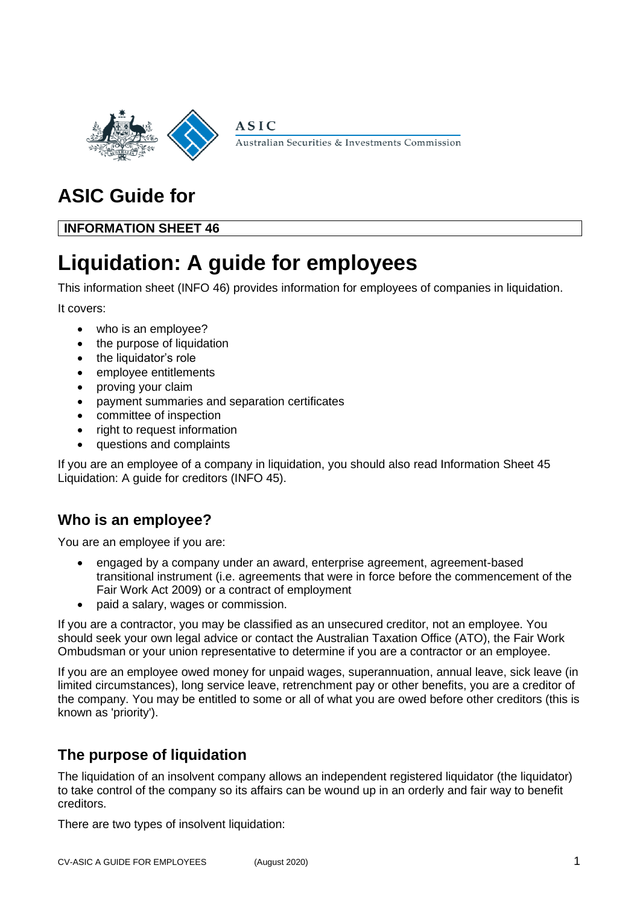ASIC

Australian Securities & Investments Commission

# ASIC Guide for

**INFORMATION SHEET 46**

# Liquidation: A guide for employees

This information sheet (INFO 46) provides information for employees of companies in liquidation.

It covers:

- who is an employee?
- the purpose of liquidation
- the liquidator's role
- employee entitlements
- proving your claim
- payment summaries and separation certificates
- committee of inspection
- right to request information
- questions and complaints

If you are an employee of a company in liquidation, you should also read Information Sheet 45 Liquidation: A guide for creditors (INFO 45).

## Who is an employee?

You are an employee if you are:

- engaged by a company under an award, enterprise agreement, agreement-based transitional instrument (i.e. agreements that were in force before the commencement of the Fair Work Act 2009) or a contract of employment
- paid a salary, wages or commission.

If you are a contractor, you may be classified as an unsecured creditor, not an employee. You should seek your own legal advice or contact the Australian Taxation Office (ATO), the Fair Work Ombudsman or your union representative to determine if you are a contractor or an employee.

If you are an employee owed money for unpaid wages, superannuation, annual leave, sick leave (in limited circumstances), long service leave, retrenchment pay or other benefits, you are a creditor of the company. You may be entitled to some or all of what you are owed before other creditors (this is known as 'priority').

## The purpose of liquidation

The liquidation of an insolvent company allows an independent registered liquidator (the liquidator) to take control of the company so its affairs can be wound up in an orderly and fair way to benefit creditors.

There are two types of insolvent liquidation: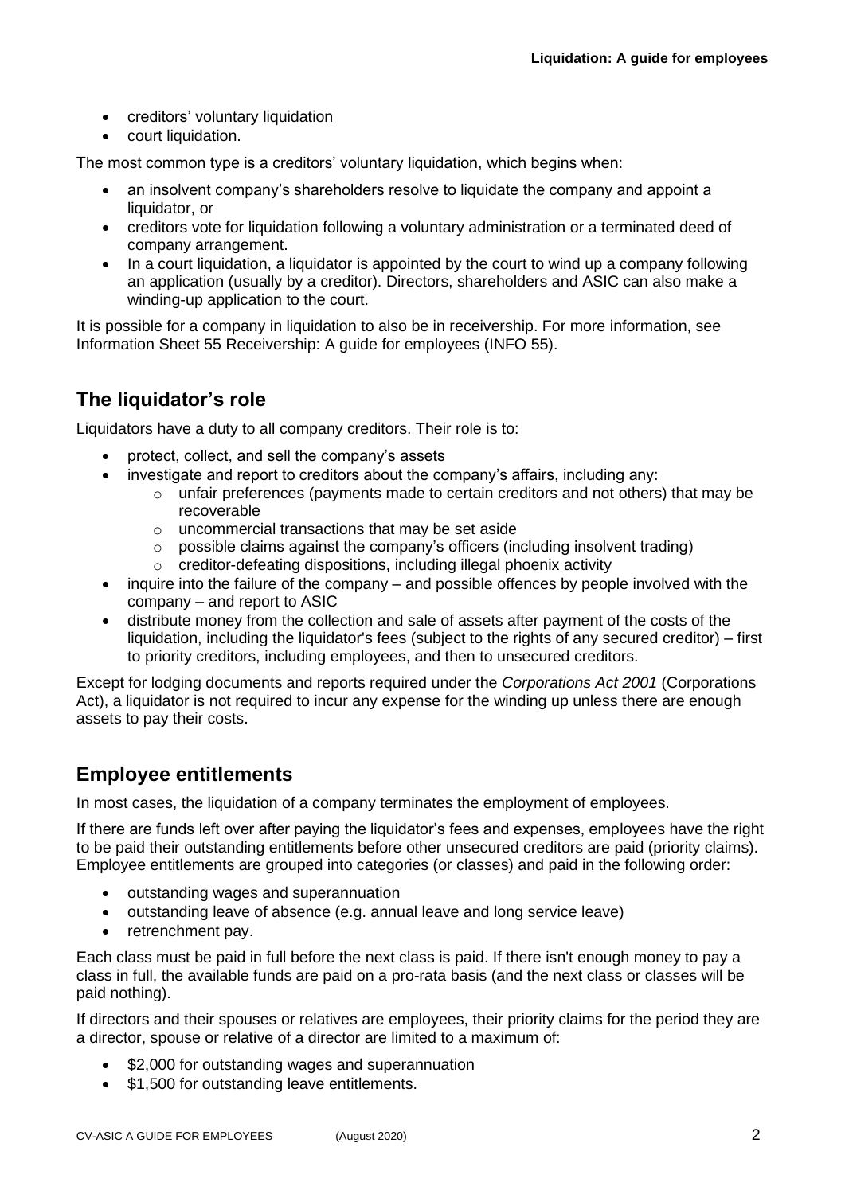- creditors' voluntary liquidation
- court liquidation.

The most common type is a creditors' voluntary liquidation, which begins when:

- an insolvent company's shareholders resolve to liquidate the company and appoint a liquidator, or
- creditors vote for liquidation following a voluntary administration or a terminated deed of company arrangement.
- In a court liquidation, a liquidator is appointed by the court to wind up a company following an application (usually by a creditor). Directors, shareholders and ASIC can also make a winding-up application to the court.

It is possible for a company in liquidation to also be in receivership. For more information, see Information Sheet 55 Receivership: A guide for employees (INFO 55).

## The liquidator's role

Liquidators have a duty to all company creditors. Their role is to:

- protect, collect, and sell the company's assets
- investigate and report to creditors about the company's affairs, including any:
  - unfair preferences (payments made to certain creditors and not others) that may be recoverable
  - uncommercial transactions that may be set aside
  - possible claims against the company's officers (including insolvent trading)
  - creditor-defeating dispositions, including illegal phoenix activity
- inquire into the failure of the company – and possible offences by people involved with the company – and report to ASIC
- distribute money from the collection and sale of assets after payment of the costs of the liquidation, including the liquidator's fees (subject to the rights of any secured creditor) – first to priority creditors, including employees, and then to unsecured creditors.

Except for lodging documents and reports required under the *Corporations Act 2001* (Corporations Act), a liquidator is not required to incur any expense for the winding up unless there are enough assets to pay their costs.

## Employee entitlements

In most cases, the liquidation of a company terminates the employment of employees.

If there are funds left over after paying the liquidator's fees and expenses, employees have the right to be paid their outstanding entitlements before other unsecured creditors are paid (priority claims). Employee entitlements are grouped into categories (or classes) and paid in the following order:

- outstanding wages and superannuation
- outstanding leave of absence (e.g. annual leave and long service leave)
- retrenchment pay.

Each class must be paid in full before the next class is paid. If there isn't enough money to pay a class in full, the available funds are paid on a pro-rata basis (and the next class or classes will be paid nothing).

If directors and their spouses or relatives are employees, their priority claims for the period they are a director, spouse or relative of a director are limited to a maximum of:

- $2,000 for outstanding wages and superannuation
- $1,500 for outstanding leave entitlements.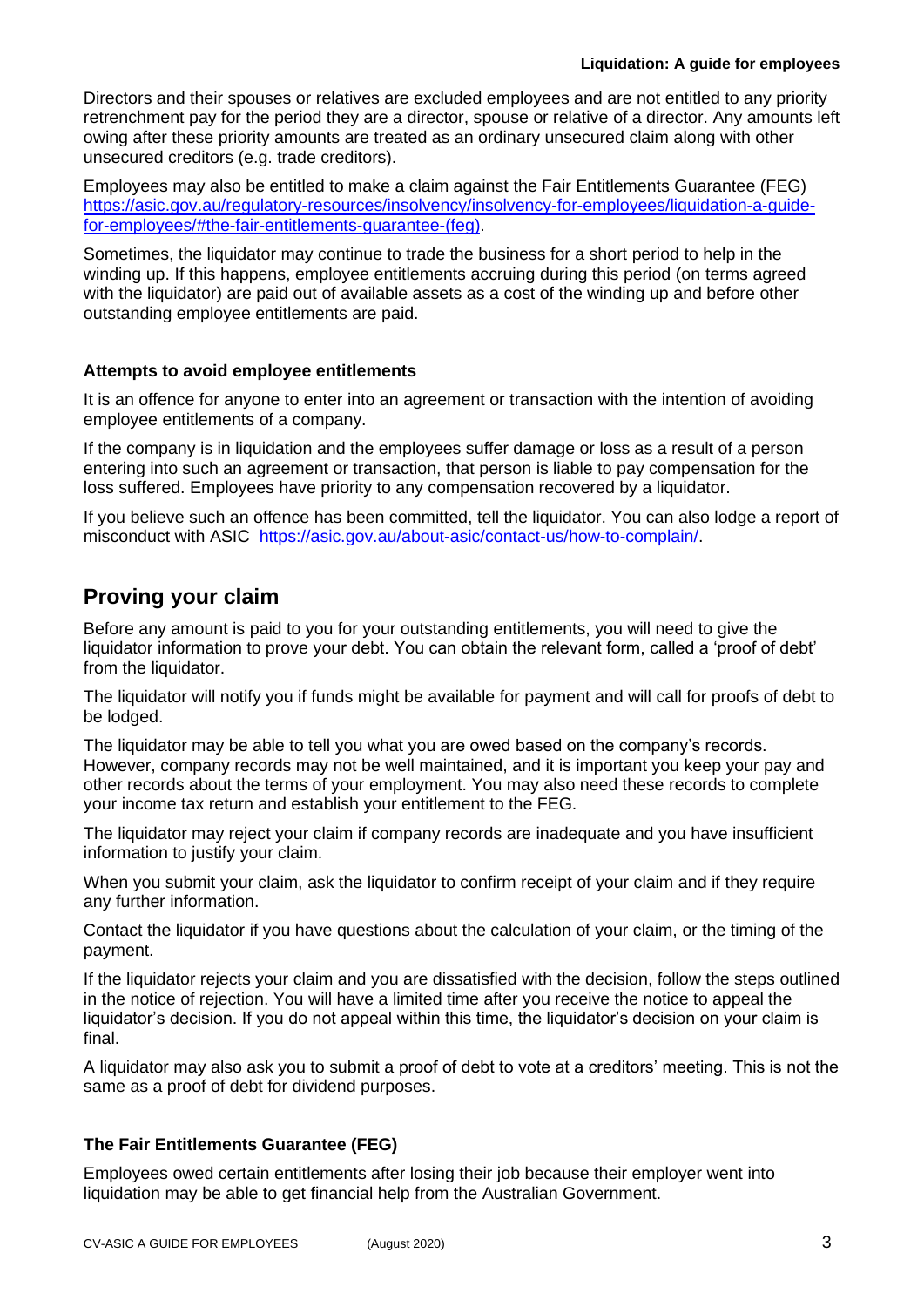Directors and their spouses or relatives are excluded employees and are not entitled to any priority retrenchment pay for the period they are a director, spouse or relative of a director. Any amounts left owing after these priority amounts are treated as an ordinary unsecured claim along with other unsecured creditors (e.g. trade creditors).

Employees may also be entitled to make a claim against the Fair Entitlements Guarantee (FEG) https://asic.gov.au/regulatory-resources/insolvency/insolvency-for-employees/liquidation-a-guide-for-employees/#the-fair-entitlements-guarantee-(feg).

Sometimes, the liquidator may continue to trade the business for a short period to help in the winding up. If this happens, employee entitlements accruing during this period (on terms agreed with the liquidator) are paid out of available assets as a cost of the winding up and before other outstanding employee entitlements are paid.

### Attempts to avoid employee entitlements

It is an offence for anyone to enter into an agreement or transaction with the intention of avoiding employee entitlements of a company.

If the company is in liquidation and the employees suffer damage or loss as a result of a person entering into such an agreement or transaction, that person is liable to pay compensation for the loss suffered. Employees have priority to any compensation recovered by a liquidator.

If you believe such an offence has been committed, tell the liquidator. You can also lodge a report of misconduct with ASIC https://asic.gov.au/about-asic/contact-us/how-to-complain/.

## Proving your claim

Before any amount is paid to you for your outstanding entitlements, you will need to give the liquidator information to prove your debt. You can obtain the relevant form, called a 'proof of debt' from the liquidator.

The liquidator will notify you if funds might be available for payment and will call for proofs of debt to be lodged.

The liquidator may be able to tell you what you are owed based on the company's records. However, company records may not be well maintained, and it is important you keep your pay and other records about the terms of your employment. You may also need these records to complete your income tax return and establish your entitlement to the FEG.

The liquidator may reject your claim if company records are inadequate and you have insufficient information to justify your claim.

When you submit your claim, ask the liquidator to confirm receipt of your claim and if they require any further information.

Contact the liquidator if you have questions about the calculation of your claim, or the timing of the payment.

If the liquidator rejects your claim and you are dissatisfied with the decision, follow the steps outlined in the notice of rejection. You will have a limited time after you receive the notice to appeal the liquidator's decision. If you do not appeal within this time, the liquidator's decision on your claim is final.

A liquidator may also ask you to submit a proof of debt to vote at a creditors' meeting. This is not the same as a proof of debt for dividend purposes.

### The Fair Entitlements Guarantee (FEG)

Employees owed certain entitlements after losing their job because their employer went into liquidation may be able to get financial help from the Australian Government.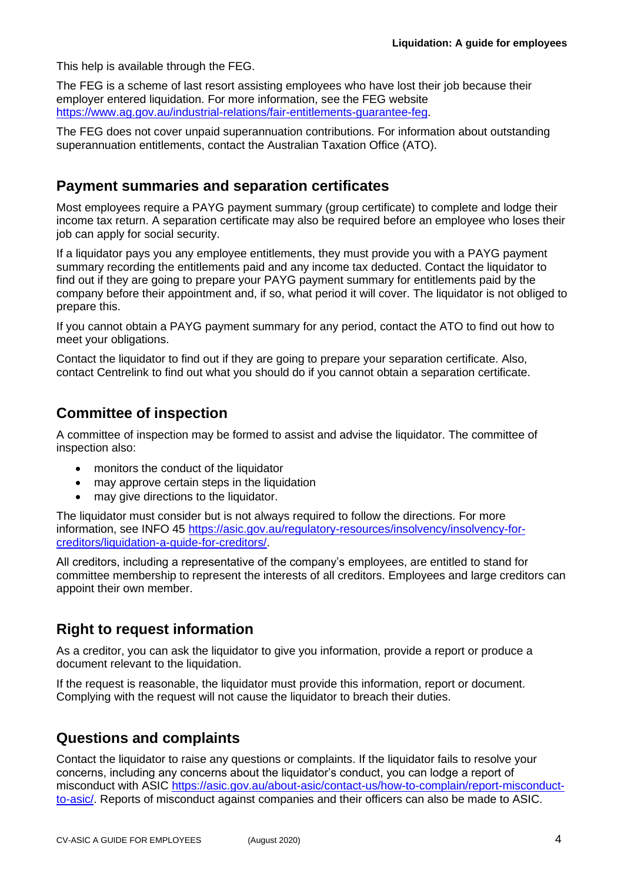This help is available through the FEG.

The FEG is a scheme of last resort assisting employees who have lost their job because their employer entered liquidation. For more information, see the FEG website [https://www.ag.gov.au/industrial-relations/fair-entitlements-guarantee-feg](https://www.ag.gov.au/industrial-relations/fair-entitlements-guarantee-feg).

The FEG does not cover unpaid superannuation contributions. For information about outstanding superannuation entitlements, contact the Australian Taxation Office (ATO).

## Payment summaries and separation certificates

Most employees require a PAYG payment summary (group certificate) to complete and lodge their income tax return. A separation certificate may also be required before an employee who loses their job can apply for social security.

If a liquidator pays you any employee entitlements, they must provide you with a PAYG payment summary recording the entitlements paid and any income tax deducted. Contact the liquidator to find out if they are going to prepare your PAYG payment summary for entitlements paid by the company before their appointment and, if so, what period it will cover. The liquidator is not obliged to prepare this.

If you cannot obtain a PAYG payment summary for any period, contact the ATO to find out how to meet your obligations.

Contact the liquidator to find out if they are going to prepare your separation certificate. Also, contact Centrelink to find out what you should do if you cannot obtain a separation certificate.

## Committee of inspection

A committee of inspection may be formed to assist and advise the liquidator. The committee of inspection also:

- monitors the conduct of the liquidator
- may approve certain steps in the liquidation
- may give directions to the liquidator.

The liquidator must consider but is not always required to follow the directions. For more information, see INFO 45 [https://asic.gov.au/regulatory-resources/insolvency/insolvency-for-creditors/liquidation-a-guide-for-creditors/](https://asic.gov.au/regulatory-resources/insolvency/insolvency-for-creditors/liquidation-a-guide-for-creditors/).

All creditors, including a representative of the company's employees, are entitled to stand for committee membership to represent the interests of all creditors. Employees and large creditors can appoint their own member.

## Right to request information

As a creditor, you can ask the liquidator to give you information, provide a report or produce a document relevant to the liquidation.

If the request is reasonable, the liquidator must provide this information, report or document. Complying with the request will not cause the liquidator to breach their duties.

## Questions and complaints

Contact the liquidator to raise any questions or complaints. If the liquidator fails to resolve your concerns, including any concerns about the liquidator's conduct, you can lodge a report of misconduct with ASIC [https://asic.gov.au/about-asic/contact-us/how-to-complain/report-misconduct-to-asic/](https://asic.gov.au/about-asic/contact-us/how-to-complain/report-misconduct-to-asic/). Reports of misconduct against companies and their officers can also be made to ASIC.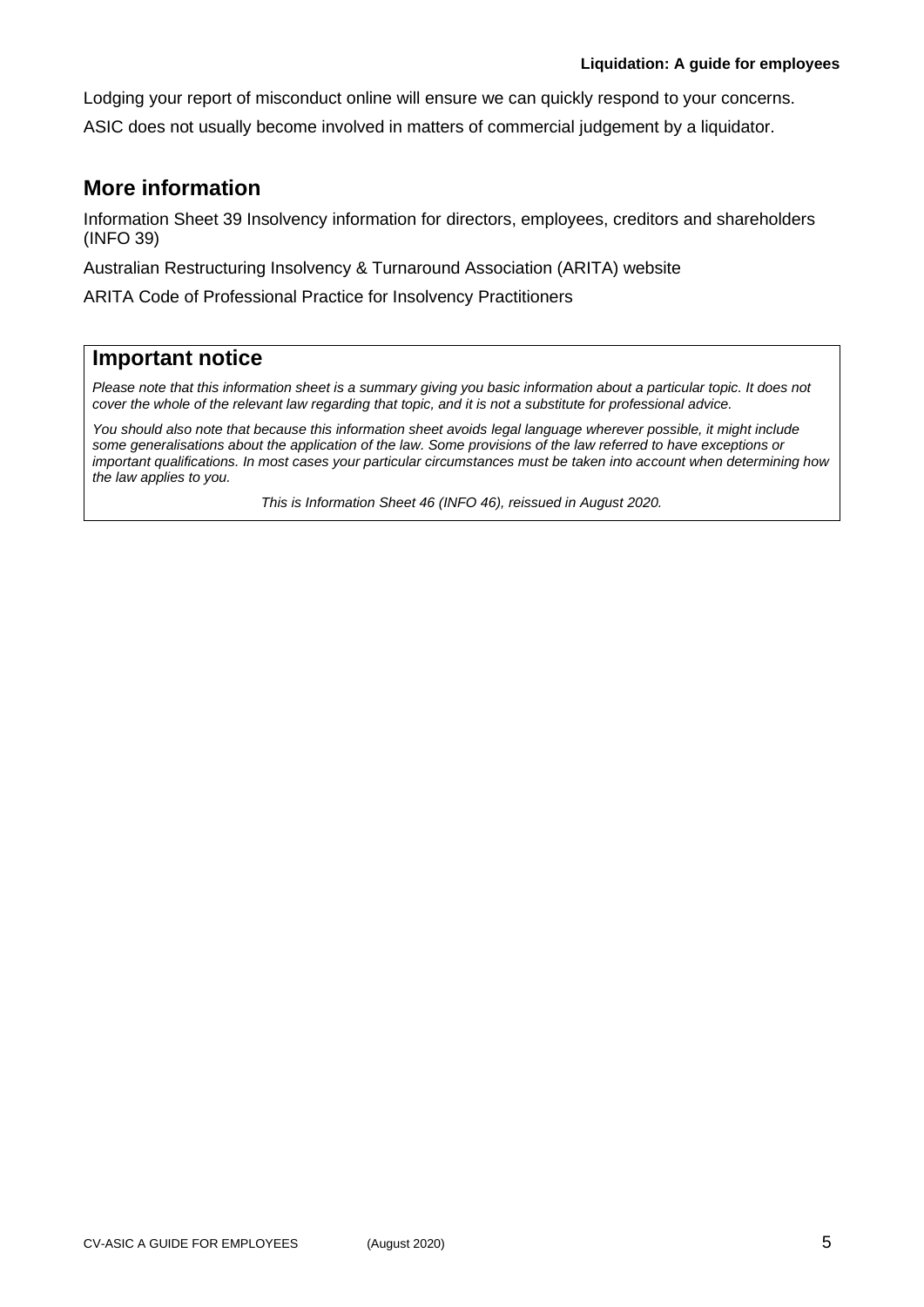Lodging your report of misconduct online will ensure we can quickly respond to your concerns.

ASIC does not usually become involved in matters of commercial judgement by a liquidator.

## More information

Information Sheet 39 Insolvency information for directors, employees, creditors and shareholders (INFO 39)

Australian Restructuring Insolvency & Turnaround Association (ARITA) website

ARITA Code of Professional Practice for Insolvency Practitioners

## Important notice

*Please note that this information sheet is a summary giving you basic information about a particular topic. It does not cover the whole of the relevant law regarding that topic, and it is not a substitute for professional advice.*

*You should also note that because this information sheet avoids legal language wherever possible, it might include some generalisations about the application of the law. Some provisions of the law referred to have exceptions or important qualifications. In most cases your particular circumstances must be taken into account when determining how the law applies to you.*

*This is Information Sheet 46 (INFO 46), reissued in August 2020.*